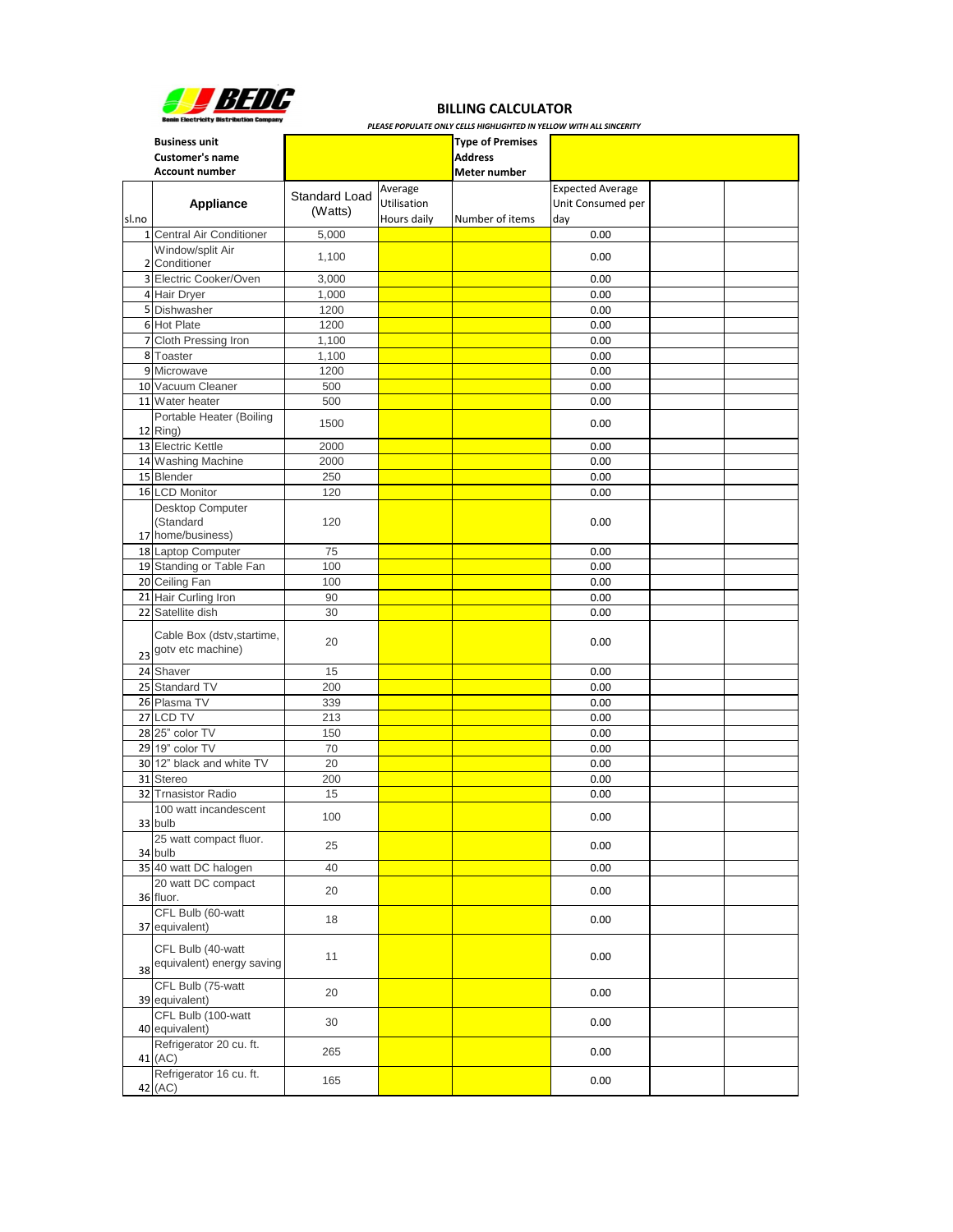## BILLING CALCULATOR

*PLEASE POPULATE ONLY CELLS HIGHLIGHTED IN YELLOW WITH ALL SINCERITY*

| **Business unit** | | **Type of Premises** | |
|---|---|---|---|
| **Customer's name** | | **Address** | |
| **Account number** | | **Meter number** | |

| sl.no | Appliance | Standard Load (Watts) | Average Utilisation Hours daily | Number of items | Expected Average Unit Consumed per day | | |
|---|---|---|---|---|---|---|---|
| 1 | Central Air Conditioner | 5,000 | | | 0.00 | | |
| 2 | Window/split Air Conditioner | 1,100 | | | 0.00 | | |
| 3 | Electric Cooker/Oven | 3,000 | | | 0.00 | | |
| 4 | Hair Dryer | 1,000 | | | 0.00 | | |
| 5 | Dishwasher | 1200 | | | 0.00 | | |
| 6 | Hot Plate | 1200 | | | 0.00 | | |
| 7 | Cloth Pressing Iron | 1,100 | | | 0.00 | | |
| 8 | Toaster | 1,100 | | | 0.00 | | |
| 9 | Microwave | 1200 | | | 0.00 | | |
| 10 | Vacuum Cleaner | 500 | | | 0.00 | | |
| 11 | Water heater | 500 | | | 0.00 | | |
| 12 | Portable Heater (Boiling Ring) | 1500 | | | 0.00 | | |
| 13 | Electric Kettle | 2000 | | | 0.00 | | |
| 14 | Washing Machine | 2000 | | | 0.00 | | |
| 15 | Blender | 250 | | | 0.00 | | |
| 16 | LCD Monitor | 120 | | | 0.00 | | |
| 17 | Desktop Computer (Standard home/business) | 120 | | | 0.00 | | |
| 18 | Laptop Computer | 75 | | | 0.00 | | |
| 19 | Standing or Table Fan | 100 | | | 0.00 | | |
| 20 | Ceiling Fan | 100 | | | 0.00 | | |
| 21 | Hair Curling Iron | 90 | | | 0.00 | | |
| 22 | Satellite dish | 30 | | | 0.00 | | |
| 23 | Cable Box (dstv,startime, gotv etc machine) | 20 | | | 0.00 | | |
| 24 | Shaver | 15 | | | 0.00 | | |
| 25 | Standard TV | 200 | | | 0.00 | | |
| 26 | Plasma TV | 339 | | | 0.00 | | |
| 27 | LCD TV | 213 | | | 0.00 | | |
| 28 | 25" color TV | 150 | | | 0.00 | | |
| 29 | 19" color TV | 70 | | | 0.00 | | |
| 30 | 12" black and white TV | 20 | | | 0.00 | | |
| 31 | Stereo | 200 | | | 0.00 | | |
| 32 | Trnasistor Radio | 15 | | | 0.00 | | |
| 33 | 100 watt incandescent bulb | 100 | | | 0.00 | | |
| 34 | 25 watt compact fluor. bulb | 25 | | | 0.00 | | |
| 35 | 40 watt DC halogen | 40 | | | 0.00 | | |
| 36 | 20 watt DC compact fluor. | 20 | | | 0.00 | | |
| 37 | CFL Bulb (60-watt equivalent) | 18 | | | 0.00 | | |
| 38 | CFL Bulb (40-watt equivalent) energy saving | 11 | | | 0.00 | | |
| 39 | CFL Bulb (75-watt equivalent) | 20 | | | 0.00 | | |
| 40 | CFL Bulb (100-watt equivalent) | 30 | | | 0.00 | | |
| 41 | Refrigerator 20 cu. ft. (AC) | 265 | | | 0.00 | | |
| 42 | Refrigerator 16 cu. ft. (AC) | 165 | | | 0.00 | | |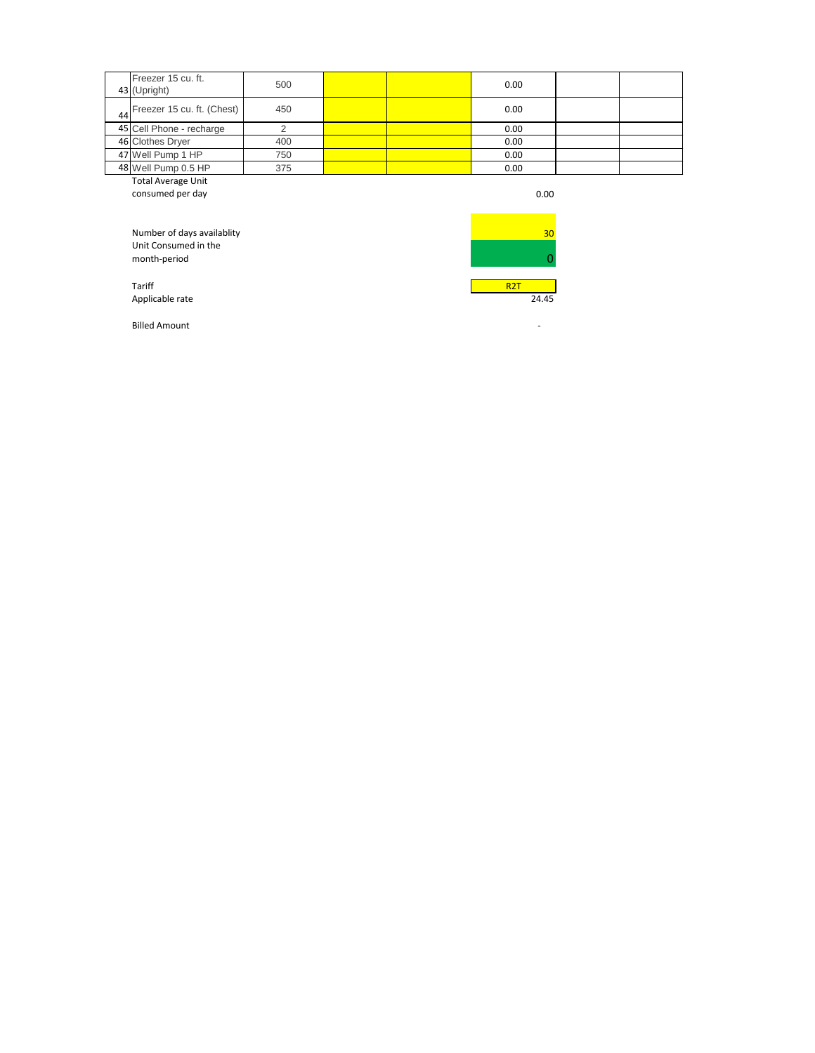| | | | | | | | |
|---|---|---|---|---|---|---|---|
| 43 | Freezer 15 cu. ft. (Upright) | 500 | | | 0.00 | | |
| 44 | Freezer 15 cu. ft. (Chest) | 450 | | | 0.00 | | |
| 45 | Cell Phone - recharge | 2 | | | 0.00 | | |
| 46 | Clothes Dryer | 400 | | | 0.00 | | |
| 47 | Well Pump 1 HP | 750 | | | 0.00 | | |
| 48 | Well Pump 0.5 HP | 375 | | | 0.00 | | |

| | |
|---|---|
| Total Average Unit consumed per day | 0.00 |
| Number of days availablity | 30 |
| Unit Consumed in the month-period | 0 |
| Tariff | R2T |
| Applicable rate | 24.45 |
| Billed Amount | - |